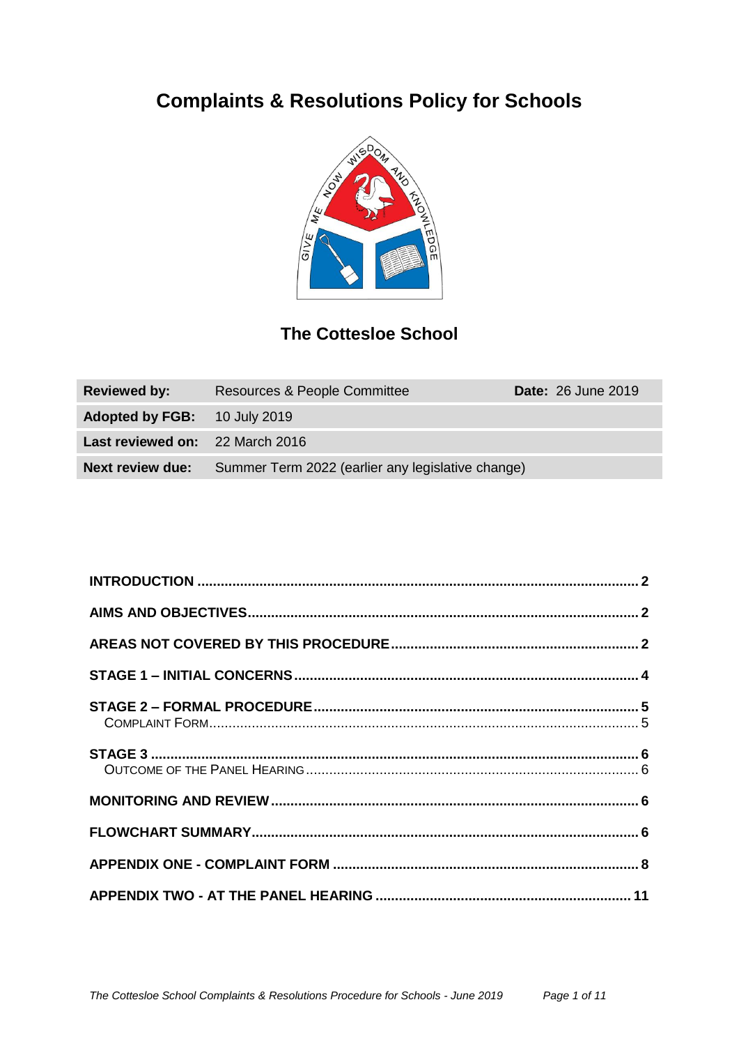# Complaints & Resolutions Policy for Schools

## The Cottesloe School

| Reviewed by: | Resources & People Committee | Date: 26 June 2019 |
|---|---|---|
| Adopted by FGB: | 10 July 2019 | |
| Last reviewed on: | 22 March 2016 | |
| Next review due: | Summer Term 2022 (earlier any legislative change) | |

**INTRODUCTION** ..... 2

**AIMS AND OBJECTIVES** ..... 2

**AREAS NOT COVERED BY THIS PROCEDURE** ..... 2

**STAGE 1 – INITIAL CONCERNS** ..... 4

**STAGE 2 – FORMAL PROCEDURE** ..... 5

COMPLAINT FORM ..... 5

**STAGE 3** ..... 6

OUTCOME OF THE PANEL HEARING ..... 6

**MONITORING AND REVIEW** ..... 6

**FLOWCHART SUMMARY** ..... 6

**APPENDIX ONE - COMPLAINT FORM** ..... 8

**APPENDIX TWO - AT THE PANEL HEARING** ..... 11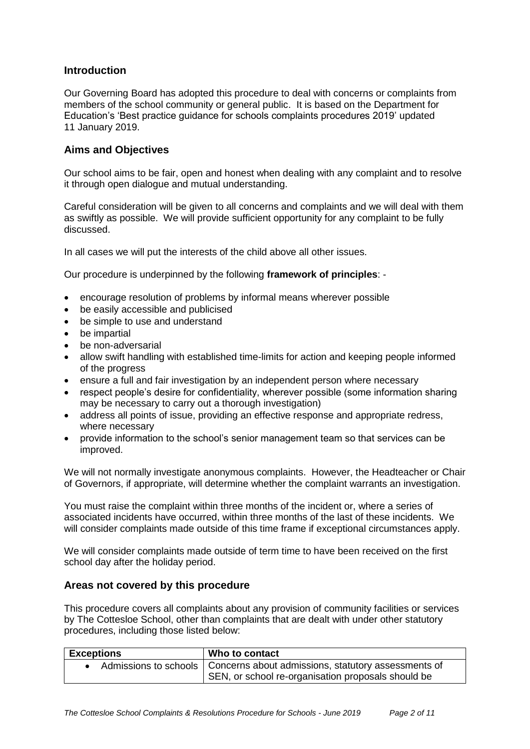## Introduction

Our Governing Board has adopted this procedure to deal with concerns or complaints from members of the school community or general public. It is based on the Department for Education's 'Best practice guidance for schools complaints procedures 2019' updated 11 January 2019.

## Aims and Objectives

Our school aims to be fair, open and honest when dealing with any complaint and to resolve it through open dialogue and mutual understanding.

Careful consideration will be given to all concerns and complaints and we will deal with them as swiftly as possible. We will provide sufficient opportunity for any complaint to be fully discussed.

In all cases we will put the interests of the child above all other issues.

Our procedure is underpinned by the following **framework of principles**: -

- encourage resolution of problems by informal means wherever possible
- be easily accessible and publicised
- be simple to use and understand
- be impartial
- be non-adversarial
- allow swift handling with established time-limits for action and keeping people informed of the progress
- ensure a full and fair investigation by an independent person where necessary
- respect people's desire for confidentiality, wherever possible (some information sharing may be necessary to carry out a thorough investigation)
- address all points of issue, providing an effective response and appropriate redress, where necessary
- provide information to the school's senior management team so that services can be improved.

We will not normally investigate anonymous complaints. However, the Headteacher or Chair of Governors, if appropriate, will determine whether the complaint warrants an investigation.

You must raise the complaint within three months of the incident or, where a series of associated incidents have occurred, within three months of the last of these incidents. We will consider complaints made outside of this time frame if exceptional circumstances apply.

We will consider complaints made outside of term time to have been received on the first school day after the holiday period.

## Areas not covered by this procedure

This procedure covers all complaints about any provision of community facilities or services by The Cottesloe School, other than complaints that are dealt with under other statutory procedures, including those listed below:

| Exceptions | Who to contact |
|---|---|
| • Admissions to schools | Concerns about admissions, statutory assessments of SEN, or school re-organisation proposals should be |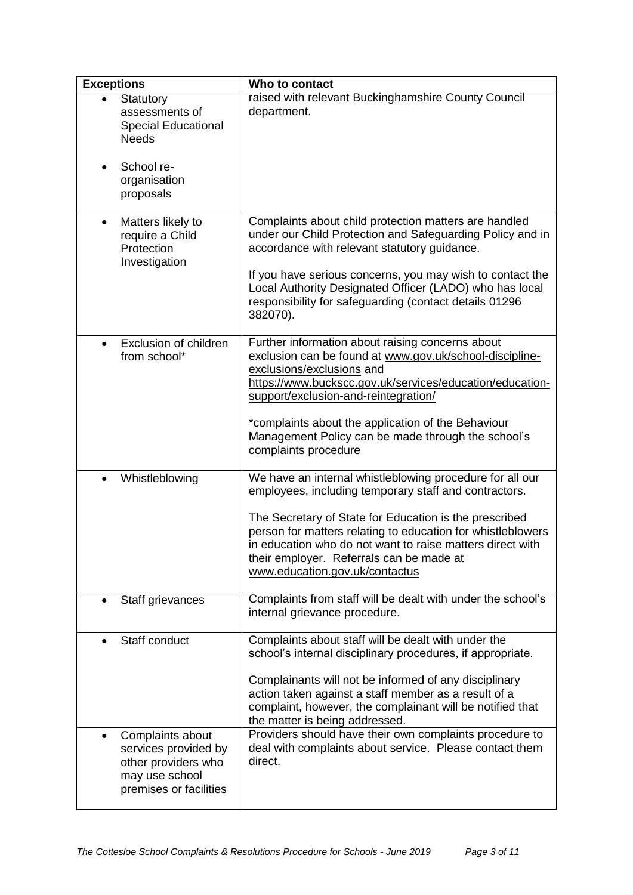| Exceptions | Who to contact |
| --- | --- |
| • Statutory assessments of Special Educational Needs<br><br>• School re-organisation proposals | raised with relevant Buckinghamshire County Council department. |
| • Matters likely to require a Child Protection Investigation | Complaints about child protection matters are handled under our Child Protection and Safeguarding Policy and in accordance with relevant statutory guidance.<br><br>If you have serious concerns, you may wish to contact the Local Authority Designated Officer (LADO) who has local responsibility for safeguarding (contact details 01296 382070). |
| • Exclusion of children from school* | Further information about raising concerns about exclusion can be found at www.gov.uk/school-discipline-exclusions/exclusions and https://www.buckscc.gov.uk/services/education/education-support/exclusion-and-reintegration/<br><br>*complaints about the application of the Behaviour Management Policy can be made through the school's complaints procedure |
| • Whistleblowing | We have an internal whistleblowing procedure for all our employees, including temporary staff and contractors.<br><br>The Secretary of State for Education is the prescribed person for matters relating to education for whistleblowers in education who do not want to raise matters direct with their employer. Referrals can be made at www.education.gov.uk/contactus |
| • Staff grievances | Complaints from staff will be dealt with under the school's internal grievance procedure. |
| • Staff conduct | Complaints about staff will be dealt with under the school's internal disciplinary procedures, if appropriate.<br><br>Complainants will not be informed of any disciplinary action taken against a staff member as a result of a complaint, however, the complainant will be notified that the matter is being addressed. |
| • Complaints about services provided by other providers who may use school premises or facilities | Providers should have their own complaints procedure to deal with complaints about service. Please contact them direct. |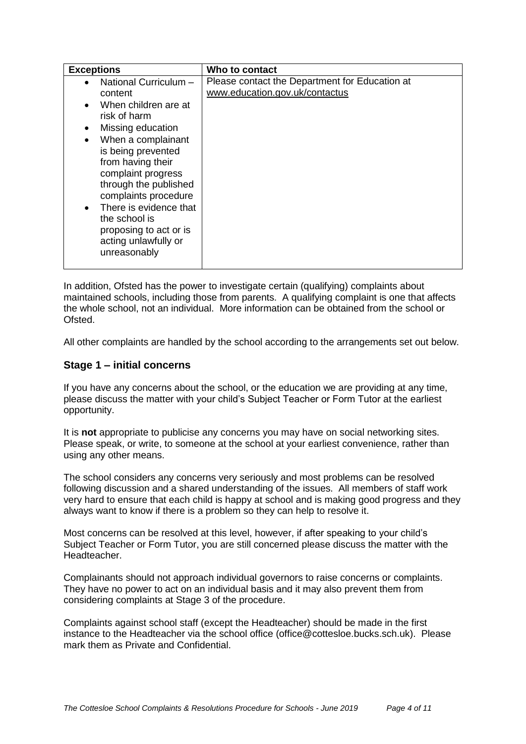| Exceptions | Who to contact |
| --- | --- |
| • National Curriculum – content<br>• When children are at risk of harm<br>• Missing education<br>• When a complainant is being prevented from having their complaint progress through the published complaints procedure<br>• There is evidence that the school is proposing to act or is acting unlawfully or unreasonably | Please contact the Department for Education at www.education.gov.uk/contactus |

In addition, Ofsted has the power to investigate certain (qualifying) complaints about maintained schools, including those from parents. A qualifying complaint is one that affects the whole school, not an individual. More information can be obtained from the school or Ofsted.

All other complaints are handled by the school according to the arrangements set out below.

### Stage 1 – initial concerns

If you have any concerns about the school, or the education we are providing at any time, please discuss the matter with your child's Subject Teacher or Form Tutor at the earliest opportunity.

It is **not** appropriate to publicise any concerns you may have on social networking sites. Please speak, or write, to someone at the school at your earliest convenience, rather than using any other means.

The school considers any concerns very seriously and most problems can be resolved following discussion and a shared understanding of the issues. All members of staff work very hard to ensure that each child is happy at school and is making good progress and they always want to know if there is a problem so they can help to resolve it.

Most concerns can be resolved at this level, however, if after speaking to your child's Subject Teacher or Form Tutor, you are still concerned please discuss the matter with the Headteacher.

Complainants should not approach individual governors to raise concerns or complaints. They have no power to act on an individual basis and it may also prevent them from considering complaints at Stage 3 of the procedure.

Complaints against school staff (except the Headteacher) should be made in the first instance to the Headteacher via the school office (office@cottesloe.bucks.sch.uk). Please mark them as Private and Confidential.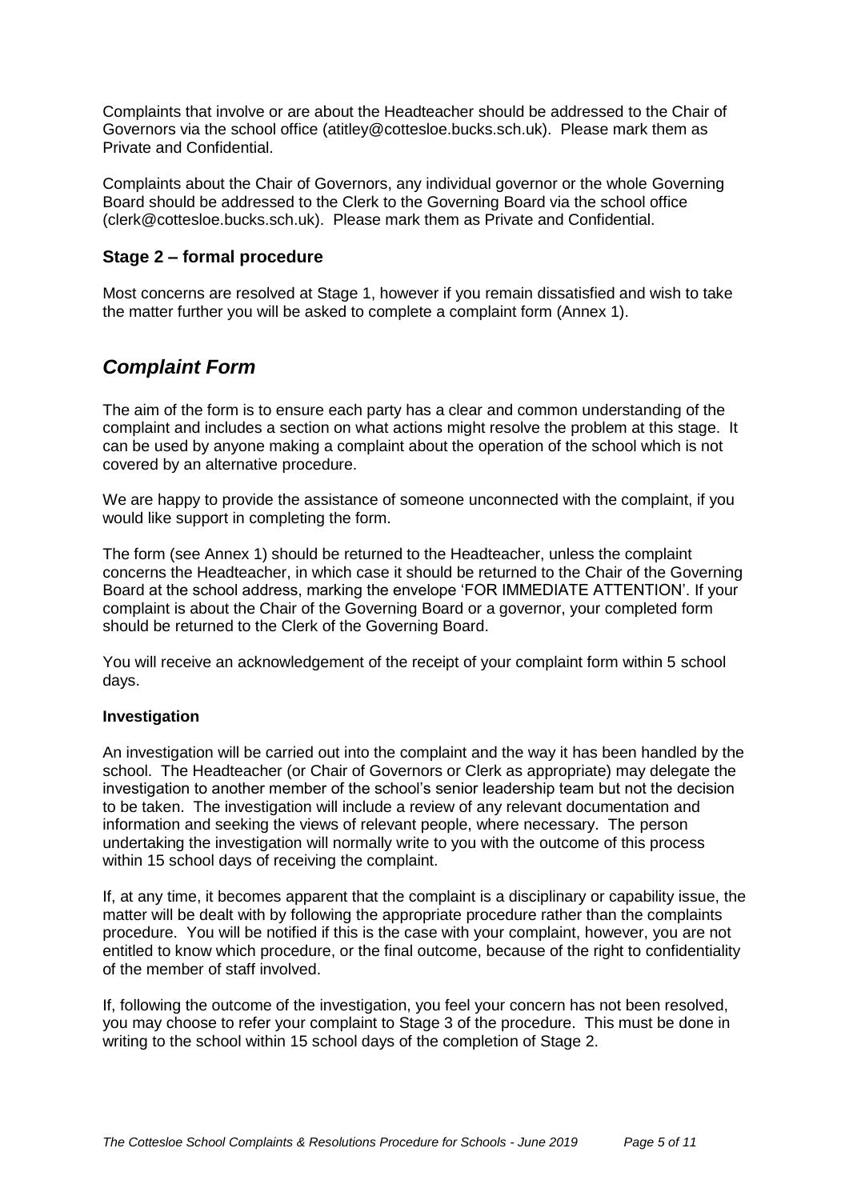Complaints that involve or are about the Headteacher should be addressed to the Chair of Governors via the school office (atitley@cottesloe.bucks.sch.uk). Please mark them as Private and Confidential.

Complaints about the Chair of Governors, any individual governor or the whole Governing Board should be addressed to the Clerk to the Governing Board via the school office (clerk@cottesloe.bucks.sch.uk). Please mark them as Private and Confidential.

### Stage 2 – formal procedure

Most concerns are resolved at Stage 1, however if you remain dissatisfied and wish to take the matter further you will be asked to complete a complaint form (Annex 1).

## *Complaint Form*

The aim of the form is to ensure each party has a clear and common understanding of the complaint and includes a section on what actions might resolve the problem at this stage. It can be used by anyone making a complaint about the operation of the school which is not covered by an alternative procedure.

We are happy to provide the assistance of someone unconnected with the complaint, if you would like support in completing the form.

The form (see Annex 1) should be returned to the Headteacher, unless the complaint concerns the Headteacher, in which case it should be returned to the Chair of the Governing Board at the school address, marking the envelope 'FOR IMMEDIATE ATTENTION'. If your complaint is about the Chair of the Governing Board or a governor, your completed form should be returned to the Clerk of the Governing Board.

You will receive an acknowledgement of the receipt of your complaint form within 5 school days.

**Investigation**

An investigation will be carried out into the complaint and the way it has been handled by the school. The Headteacher (or Chair of Governors or Clerk as appropriate) may delegate the investigation to another member of the school's senior leadership team but not the decision to be taken. The investigation will include a review of any relevant documentation and information and seeking the views of relevant people, where necessary. The person undertaking the investigation will normally write to you with the outcome of this process within 15 school days of receiving the complaint.

If, at any time, it becomes apparent that the complaint is a disciplinary or capability issue, the matter will be dealt with by following the appropriate procedure rather than the complaints procedure. You will be notified if this is the case with your complaint, however, you are not entitled to know which procedure, or the final outcome, because of the right to confidentiality of the member of staff involved.

If, following the outcome of the investigation, you feel your concern has not been resolved, you may choose to refer your complaint to Stage 3 of the procedure. This must be done in writing to the school within 15 school days of the completion of Stage 2.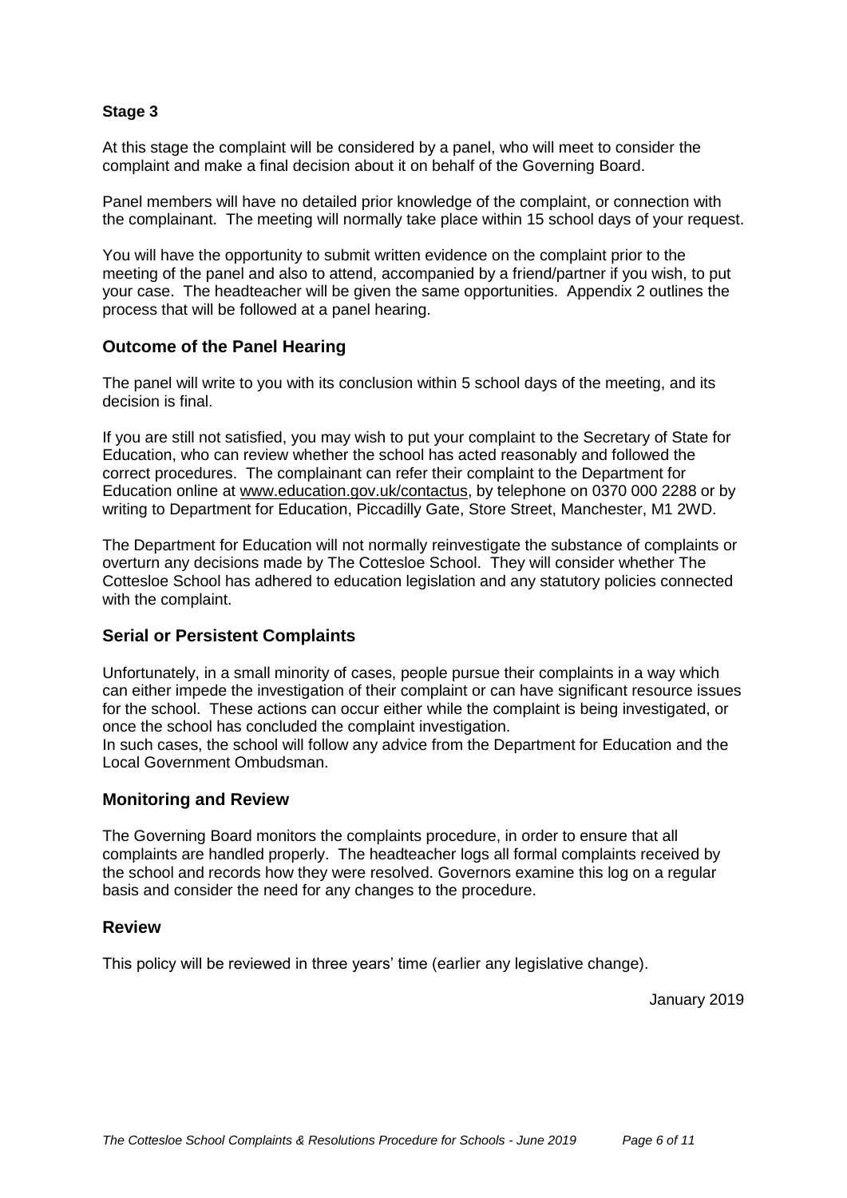**Stage 3**

At this stage the complaint will be considered by a panel, who will meet to consider the complaint and make a final decision about it on behalf of the Governing Board.

Panel members will have no detailed prior knowledge of the complaint, or connection with the complainant. The meeting will normally take place within 15 school days of your request.

You will have the opportunity to submit written evidence on the complaint prior to the meeting of the panel and also to attend, accompanied by a friend/partner if you wish, to put your case. The headteacher will be given the same opportunities. Appendix 2 outlines the process that will be followed at a panel hearing.

## Outcome of the Panel Hearing

The panel will write to you with its conclusion within 5 school days of the meeting, and its decision is final.

If you are still not satisfied, you may wish to put your complaint to the Secretary of State for Education, who can review whether the school has acted reasonably and followed the correct procedures. The complainant can refer their complaint to the Department for Education online at www.education.gov.uk/contactus, by telephone on 0370 000 2288 or by writing to Department for Education, Piccadilly Gate, Store Street, Manchester, M1 2WD.

The Department for Education will not normally reinvestigate the substance of complaints or overturn any decisions made by The Cottesloe School. They will consider whether The Cottesloe School has adhered to education legislation and any statutory policies connected with the complaint.

## Serial or Persistent Complaints

Unfortunately, in a small minority of cases, people pursue their complaints in a way which can either impede the investigation of their complaint or can have significant resource issues for the school. These actions can occur either while the complaint is being investigated, or once the school has concluded the complaint investigation.
In such cases, the school will follow any advice from the Department for Education and the Local Government Ombudsman.

## Monitoring and Review

The Governing Board monitors the complaints procedure, in order to ensure that all complaints are handled properly. The headteacher logs all formal complaints received by the school and records how they were resolved. Governors examine this log on a regular basis and consider the need for any changes to the procedure.

## Review

This policy will be reviewed in three years' time (earlier any legislative change).

January 2019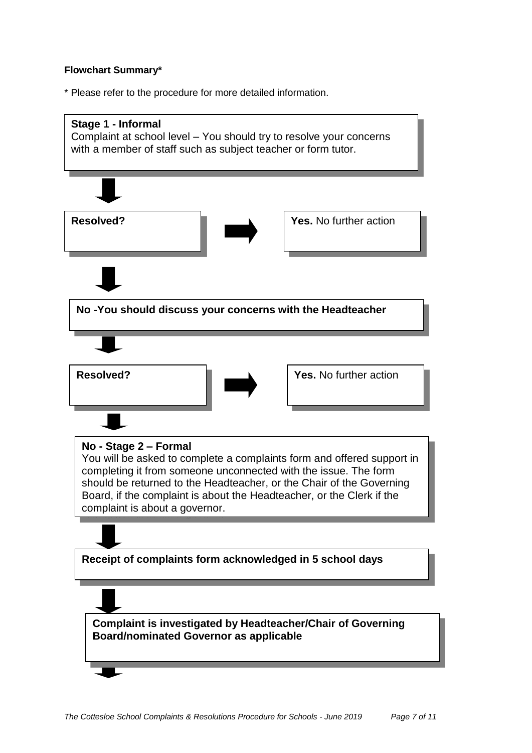**Flowchart Summary***

* Please refer to the procedure for more detailed information.

**Stage 1 - Informal**
Complaint at school level – You should try to resolve your concerns with a member of staff such as subject teacher or form tutor.

↓

**Resolved?** → **Yes.** No further action

↓

**No -You should discuss your concerns with the Headteacher**

↓

**Resolved?** → **Yes.** No further action

↓

**No - Stage 2 – Formal**
You will be asked to complete a complaints form and offered support in completing it from someone unconnected with the issue. The form should be returned to the Headteacher, or the Chair of the Governing Board, if the complaint is about the Headteacher, or the Clerk if the complaint is about a governor.

↓

**Receipt of complaints form acknowledged in 5 school days**

↓

**Complaint is investigated by Headteacher/Chair of Governing Board/nominated Governor as applicable**

↓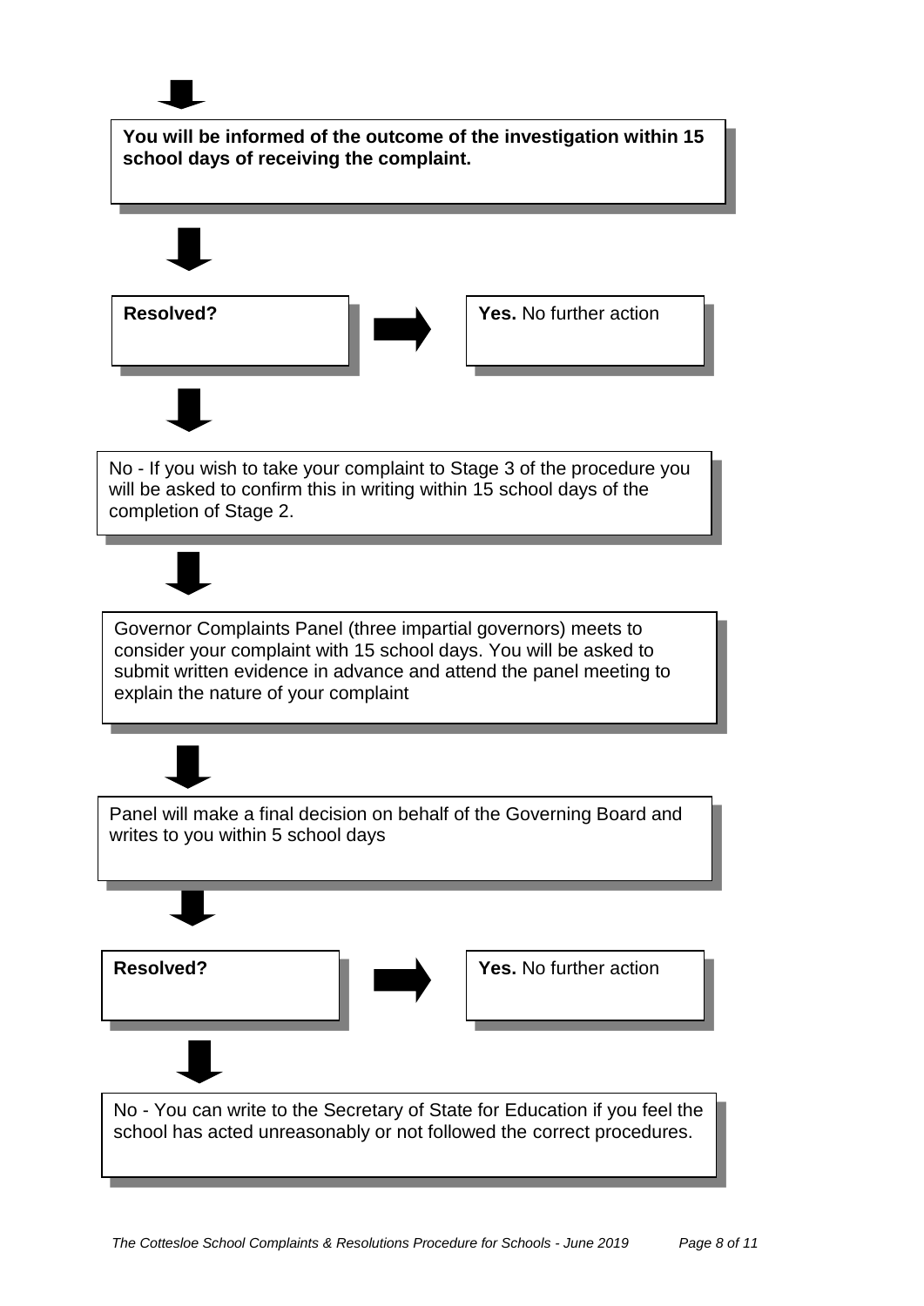**You will be informed of the outcome of the investigation within 15 school days of receiving the complaint.**

↓

**Resolved?** → **Yes.** No further action

↓

No - If you wish to take your complaint to Stage 3 of the procedure you will be asked to confirm this in writing within 15 school days of the completion of Stage 2.

↓

Governor Complaints Panel (three impartial governors) meets to consider your complaint with 15 school days. You will be asked to submit written evidence in advance and attend the panel meeting to explain the nature of your complaint

↓

Panel will make a final decision on behalf of the Governing Board and writes to you within 5 school days

↓

**Resolved?** → **Yes.** No further action

↓

No - You can write to the Secretary of State for Education if you feel the school has acted unreasonably or not followed the correct procedures.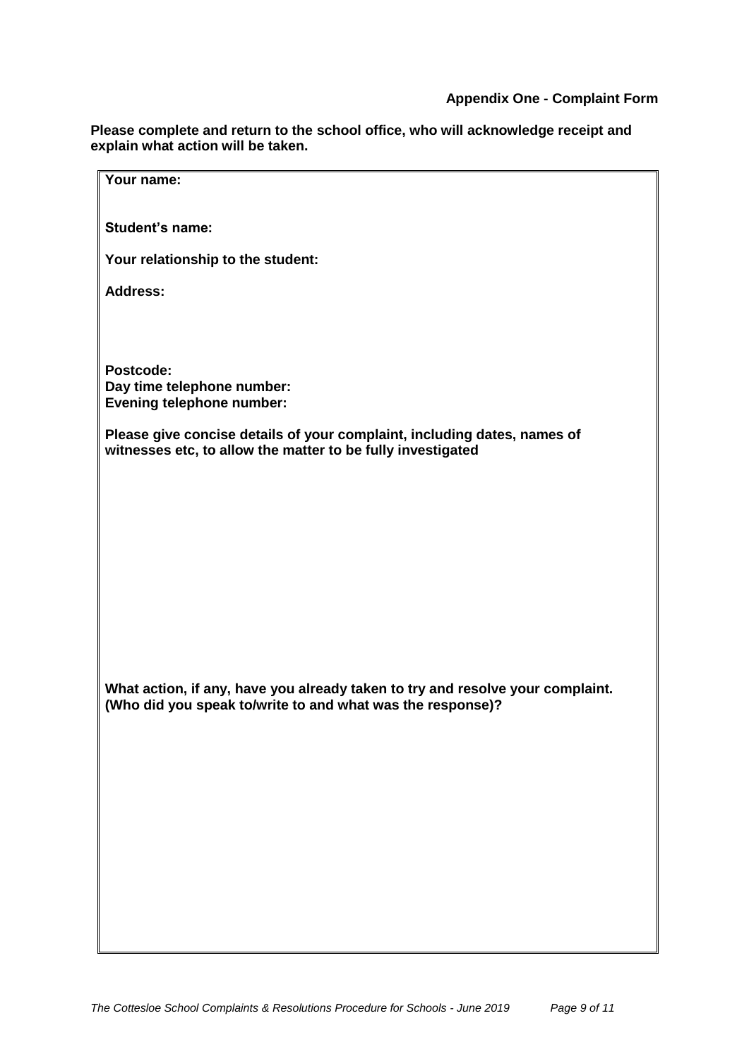**Appendix One - Complaint Form**

**Please complete and return to the school office, who will acknowledge receipt and explain what action will be taken.**

**Your name:**

**Student's name:**

**Your relationship to the student:**

**Address:**

**Postcode:**
**Day time telephone number:**
**Evening telephone number:**

**Please give concise details of your complaint, including dates, names of witnesses etc, to allow the matter to be fully investigated**

**What action, if any, have you already taken to try and resolve your complaint. (Who did you speak to/write to and what was the response)?**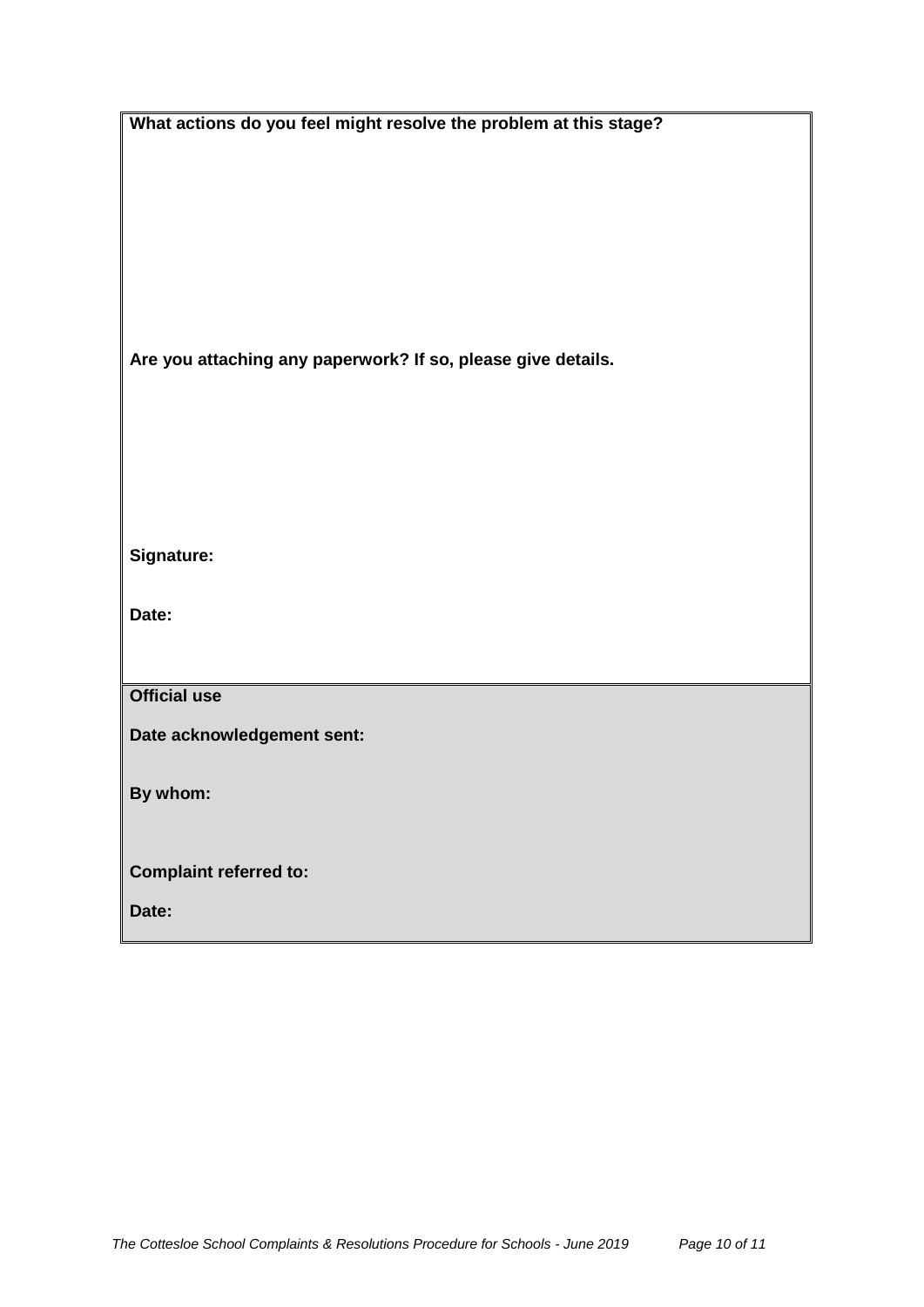**What actions do you feel might resolve the problem at this stage?**

**Are you attaching any paperwork? If so, please give details.**

**Signature:**

**Date:**

**Official use**

**Date acknowledgement sent:**

**By whom:**

**Complaint referred to:**

**Date:**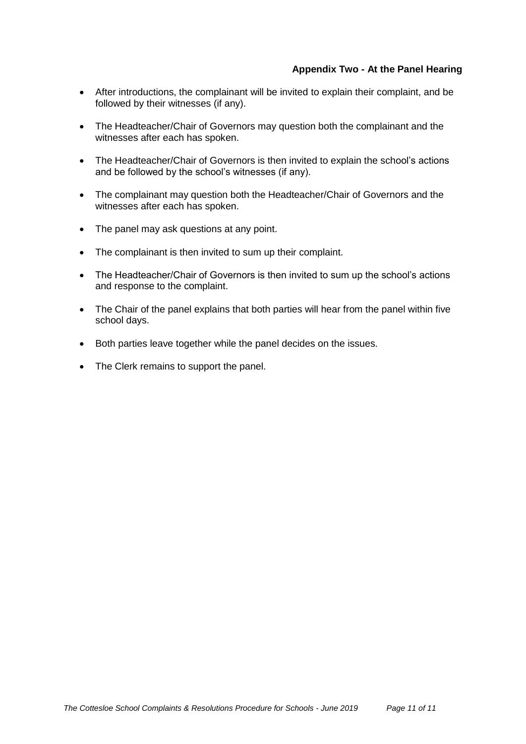## Appendix Two - At the Panel Hearing

- After introductions, the complainant will be invited to explain their complaint, and be followed by their witnesses (if any).
- The Headteacher/Chair of Governors may question both the complainant and the witnesses after each has spoken.
- The Headteacher/Chair of Governors is then invited to explain the school's actions and be followed by the school's witnesses (if any).
- The complainant may question both the Headteacher/Chair of Governors and the witnesses after each has spoken.
- The panel may ask questions at any point.
- The complainant is then invited to sum up their complaint.
- The Headteacher/Chair of Governors is then invited to sum up the school's actions and response to the complaint.
- The Chair of the panel explains that both parties will hear from the panel within five school days.
- Both parties leave together while the panel decides on the issues.
- The Clerk remains to support the panel.